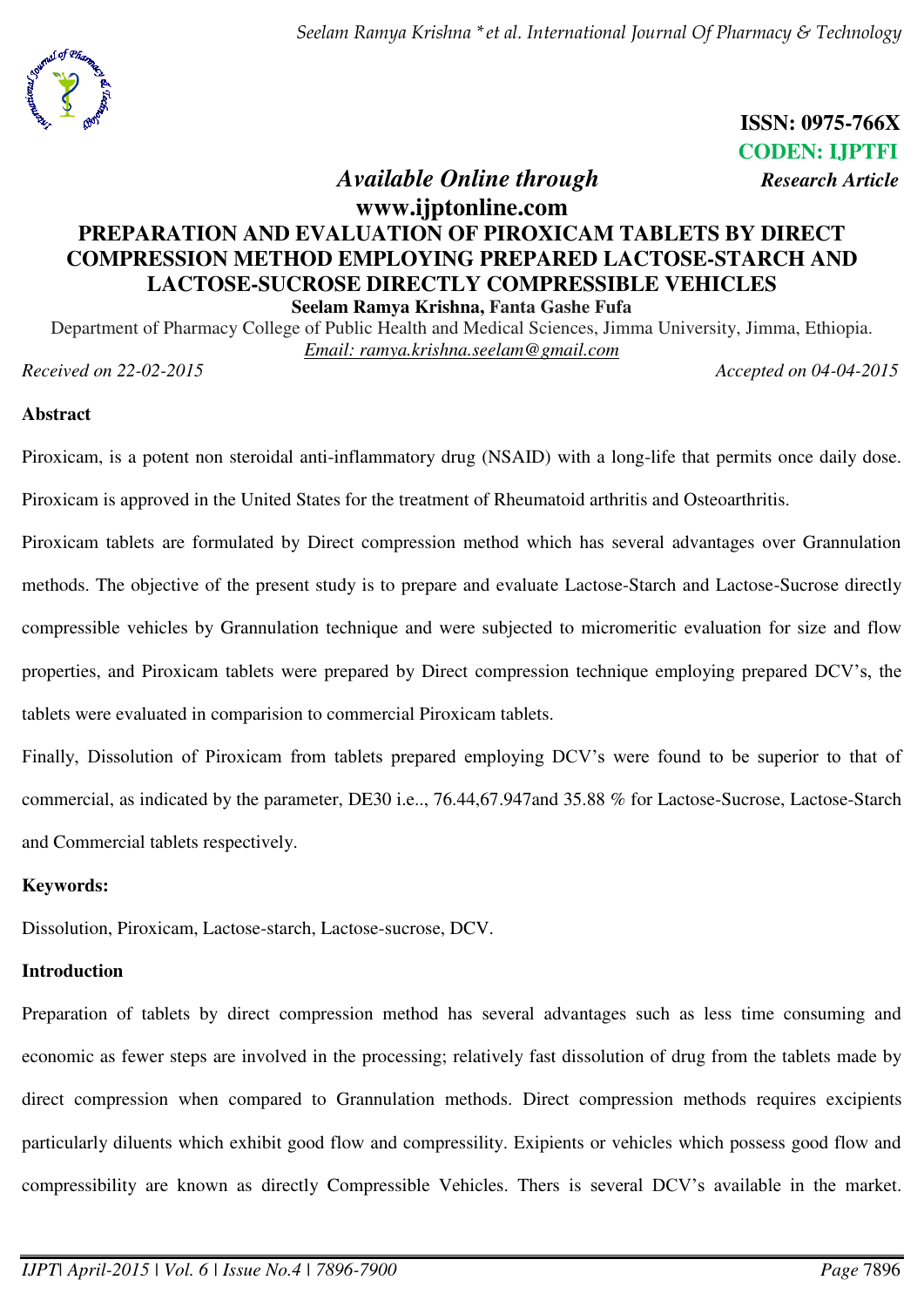ISSN: 0975-766X
CODEN: IJPTFI

*Available Online through* **www.ijptonline.com**

*Research Article*

# PREPARATION AND EVALUATION OF PIROXICAM TABLETS BY DIRECT COMPRESSION METHOD EMPLOYING PREPARED LACTOSE-STARCH AND LACTOSE-SUCROSE DIRECTLY COMPRESSIBLE VEHICLES

**Seelam Ramya Krishna, Fanta Gashe Fufa**

Department of Pharmacy College of Public Health and Medical Sciences, Jimma University, Jimma, Ethiopia.

*Email: ramya.krishna.seelam@gmail.com*

*Received on 22-02-2015* *Accepted on 04-04-2015*

## Abstract

Piroxicam, is a potent non steroidal anti-inflammatory drug (NSAID) with a long-life that permits once daily dose. Piroxicam is approved in the United States for the treatment of Rheumatoid arthritis and Osteoarthritis.

Piroxicam tablets are formulated by Direct compression method which has several advantages over Grannulation methods. The objective of the present study is to prepare and evaluate Lactose-Starch and Lactose-Sucrose directly compressible vehicles by Grannulation technique and were subjected to micromeritic evaluation for size and flow properties, and Piroxicam tablets were prepared by Direct compression technique employing prepared DCV's, the tablets were evaluated in comparision to commercial Piroxicam tablets.

Finally, Dissolution of Piroxicam from tablets prepared employing DCV's were found to be superior to that of commercial, as indicated by the parameter, DE30 i.e.., 76.44,67.947and 35.88 % for Lactose-Sucrose, Lactose-Starch and Commercial tablets respectively.

**Keywords:**

Dissolution, Piroxicam, Lactose-starch, Lactose-sucrose, DCV.

## Introduction

Preparation of tablets by direct compression method has several advantages such as less time consuming and economic as fewer steps are involved in the processing; relatively fast dissolution of drug from the tablets made by direct compression when compared to Grannulation methods. Direct compression methods requires excipients particularly diluents which exhibit good flow and compressility. Exipients or vehicles which possess good flow and compressibility are known as directly Compressible Vehicles. Thers is several DCV's available in the market.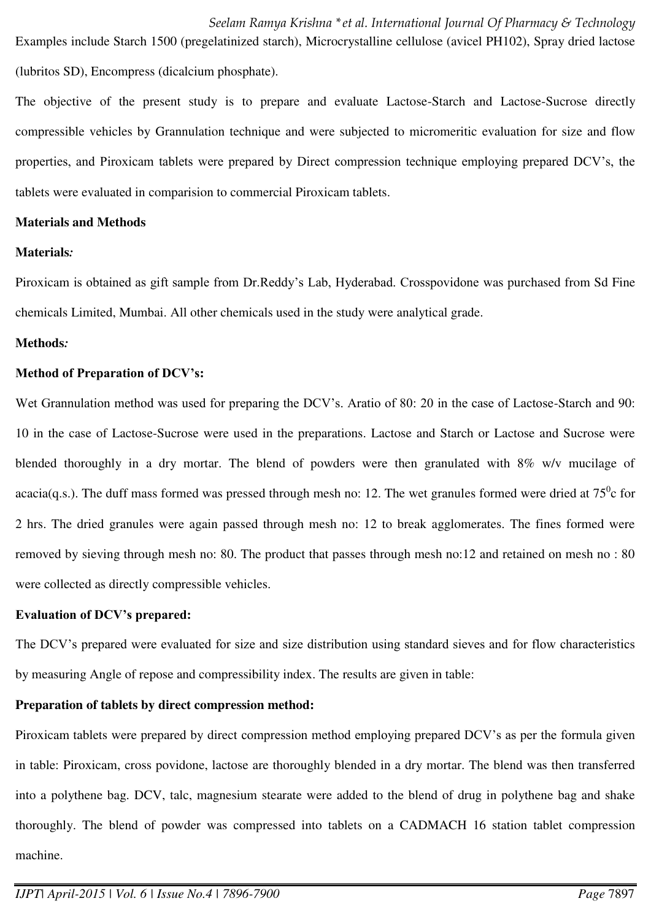Examples include Starch 1500 (pregelatinized starch), Microcrystalline cellulose (avicel PH102), Spray dried lactose (lubritos SD), Encompress (dicalcium phosphate).

The objective of the present study is to prepare and evaluate Lactose-Starch and Lactose-Sucrose directly compressible vehicles by Grannulation technique and were subjected to micromeritic evaluation for size and flow properties, and Piroxicam tablets were prepared by Direct compression technique employing prepared DCV's, the tablets were evaluated in comparision to commercial Piroxicam tablets.

**Materials and Methods**

**Materials*:***

Piroxicam is obtained as gift sample from Dr.Reddy's Lab, Hyderabad. Crosspovidone was purchased from Sd Fine chemicals Limited, Mumbai. All other chemicals used in the study were analytical grade.

**Methods*:***

**Method of Preparation of DCV's:**

Wet Grannulation method was used for preparing the DCV's. Aratio of 80: 20 in the case of Lactose-Starch and 90: 10 in the case of Lactose-Sucrose were used in the preparations. Lactose and Starch or Lactose and Sucrose were blended thoroughly in a dry mortar. The blend of powders were then granulated with 8% w/v mucilage of acacia(q.s.). The duff mass formed was pressed through mesh no: 12. The wet granules formed were dried at $75^0$c for 2 hrs. The dried granules were again passed through mesh no: 12 to break agglomerates. The fines formed were removed by sieving through mesh no: 80. The product that passes through mesh no:12 and retained on mesh no : 80 were collected as directly compressible vehicles.

**Evaluation of DCV's prepared:**

The DCV's prepared were evaluated for size and size distribution using standard sieves and for flow characteristics by measuring Angle of repose and compressibility index. The results are given in table:

**Preparation of tablets by direct compression method:**

Piroxicam tablets were prepared by direct compression method employing prepared DCV's as per the formula given in table: Piroxicam, cross povidone, lactose are thoroughly blended in a dry mortar. The blend was then transferred into a polythene bag. DCV, talc, magnesium stearate were added to the blend of drug in polythene bag and shake thoroughly. The blend of powder was compressed into tablets on a CADMACH 16 station tablet compression machine.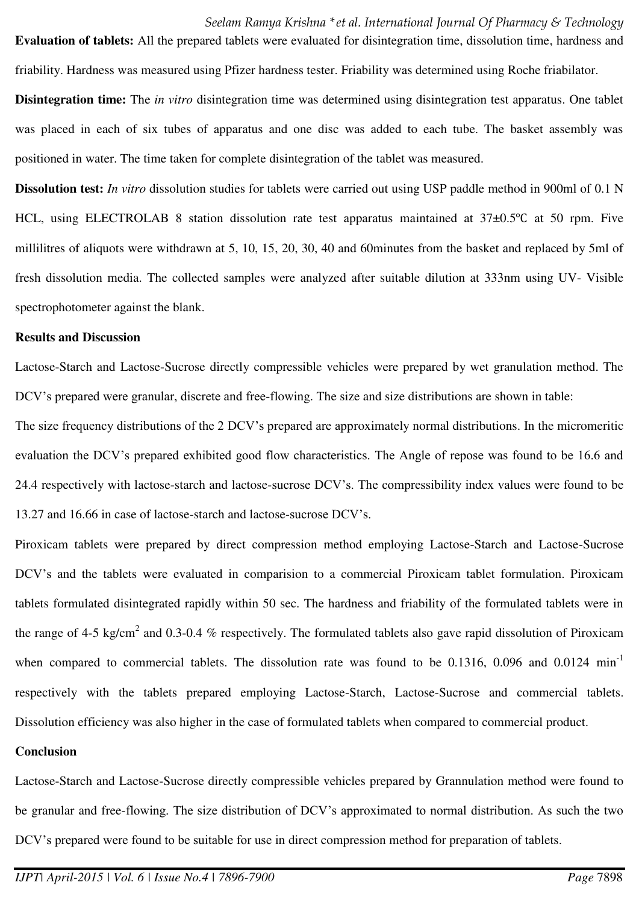**Evaluation of tablets:** All the prepared tablets were evaluated for disintegration time, dissolution time, hardness and friability. Hardness was measured using Pfizer hardness tester. Friability was determined using Roche friabilator.

**Disintegration time:** The *in vitro* disintegration time was determined using disintegration test apparatus. One tablet was placed in each of six tubes of apparatus and one disc was added to each tube. The basket assembly was positioned in water. The time taken for complete disintegration of the tablet was measured.

**Dissolution test:** *In vitro* dissolution studies for tablets were carried out using USP paddle method in 900ml of 0.1 N HCL, using ELECTROLAB 8 station dissolution rate test apparatus maintained at 37±0.5℃ at 50 rpm. Five millilitres of aliquots were withdrawn at 5, 10, 15, 20, 30, 40 and 60minutes from the basket and replaced by 5ml of fresh dissolution media. The collected samples were analyzed after suitable dilution at 333nm using UV- Visible spectrophotometer against the blank.

**Results and Discussion**

Lactose-Starch and Lactose-Sucrose directly compressible vehicles were prepared by wet granulation method. The DCV's prepared were granular, discrete and free-flowing. The size and size distributions are shown in table:

The size frequency distributions of the 2 DCV's prepared are approximately normal distributions. In the micromeritic evaluation the DCV's prepared exhibited good flow characteristics. The Angle of repose was found to be 16.6 and 24.4 respectively with lactose-starch and lactose-sucrose DCV's. The compressibility index values were found to be 13.27 and 16.66 in case of lactose-starch and lactose-sucrose DCV's.

Piroxicam tablets were prepared by direct compression method employing Lactose-Starch and Lactose-Sucrose DCV's and the tablets were evaluated in comparision to a commercial Piroxicam tablet formulation. Piroxicam tablets formulated disintegrated rapidly within 50 sec. The hardness and friability of the formulated tablets were in the range of 4-5 $kg/cm^2$ and 0.3-0.4 % respectively. The formulated tablets also gave rapid dissolution of Piroxicam when compared to commercial tablets. The dissolution rate was found to be 0.1316, 0.096 and 0.0124 $min^{-1}$ respectively with the tablets prepared employing Lactose-Starch, Lactose-Sucrose and commercial tablets. Dissolution efficiency was also higher in the case of formulated tablets when compared to commercial product.

**Conclusion**

Lactose-Starch and Lactose-Sucrose directly compressible vehicles prepared by Grannulation method were found to be granular and free-flowing. The size distribution of DCV's approximated to normal distribution. As such the two DCV's prepared were found to be suitable for use in direct compression method for preparation of tablets.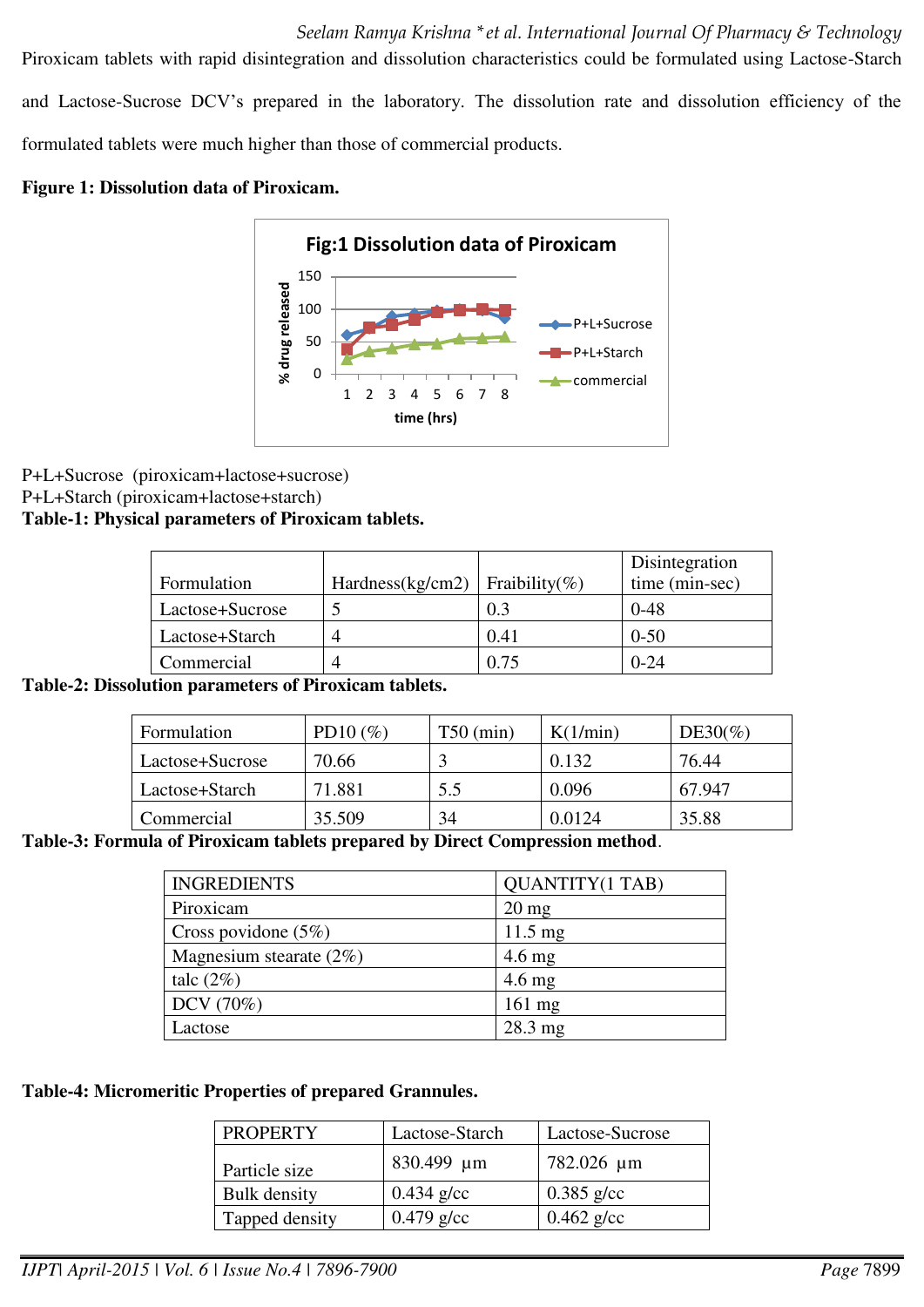Piroxicam tablets with rapid disintegration and dissolution characteristics could be formulated using Lactose-Starch and Lactose-Sucrose DCV's prepared in the laboratory. The dissolution rate and dissolution efficiency of the formulated tablets were much higher than those of commercial products.

**Figure 1: Dissolution data of Piroxicam.**

P+L+Sucrose (piroxicam+lactose+sucrose)
P+L+Starch (piroxicam+lactose+starch)

**Table-1: Physical parameters of Piroxicam tablets.**

| Formulation | Hardness(kg/cm2) | Fraibility(%) | Disintegration time (min-sec) |
|---|---|---|---|
| Lactose+Sucrose | 5 | 0.3 | 0-48 |
| Lactose+Starch | 4 | 0.41 | 0-50 |
| Commercial | 4 | 0.75 | 0-24 |

**Table-2: Dissolution parameters of Piroxicam tablets.**

| Formulation | PD10 (%) | T50 (min) | K(1/min) | DE30(%) |
|---|---|---|---|---|
| Lactose+Sucrose | 70.66 | 3 | 0.132 | 76.44 |
| Lactose+Starch | 71.881 | 5.5 | 0.096 | 67.947 |
| Commercial | 35.509 | 34 | 0.0124 | 35.88 |

**Table-3: Formula of Piroxicam tablets prepared by Direct Compression method**.

| INGREDIENTS | QUANTITY(1 TAB) |
|---|---|
| Piroxicam | 20 mg |
| Cross povidone (5%) | 11.5 mg |
| Magnesium stearate (2%) | 4.6 mg |
| talc (2%) | 4.6 mg |
| DCV (70%) | 161 mg |
| Lactose | 28.3 mg |

**Table-4: Micromeritic Properties of prepared Grannules.**

| PROPERTY | Lactose-Starch | Lactose-Sucrose |
|---|---|---|
| Particle size | 830.499 µm | 782.026 µm |
| Bulk density | 0.434 g/cc | 0.385 g/cc |
| Tapped density | 0.479 g/cc | 0.462 g/cc |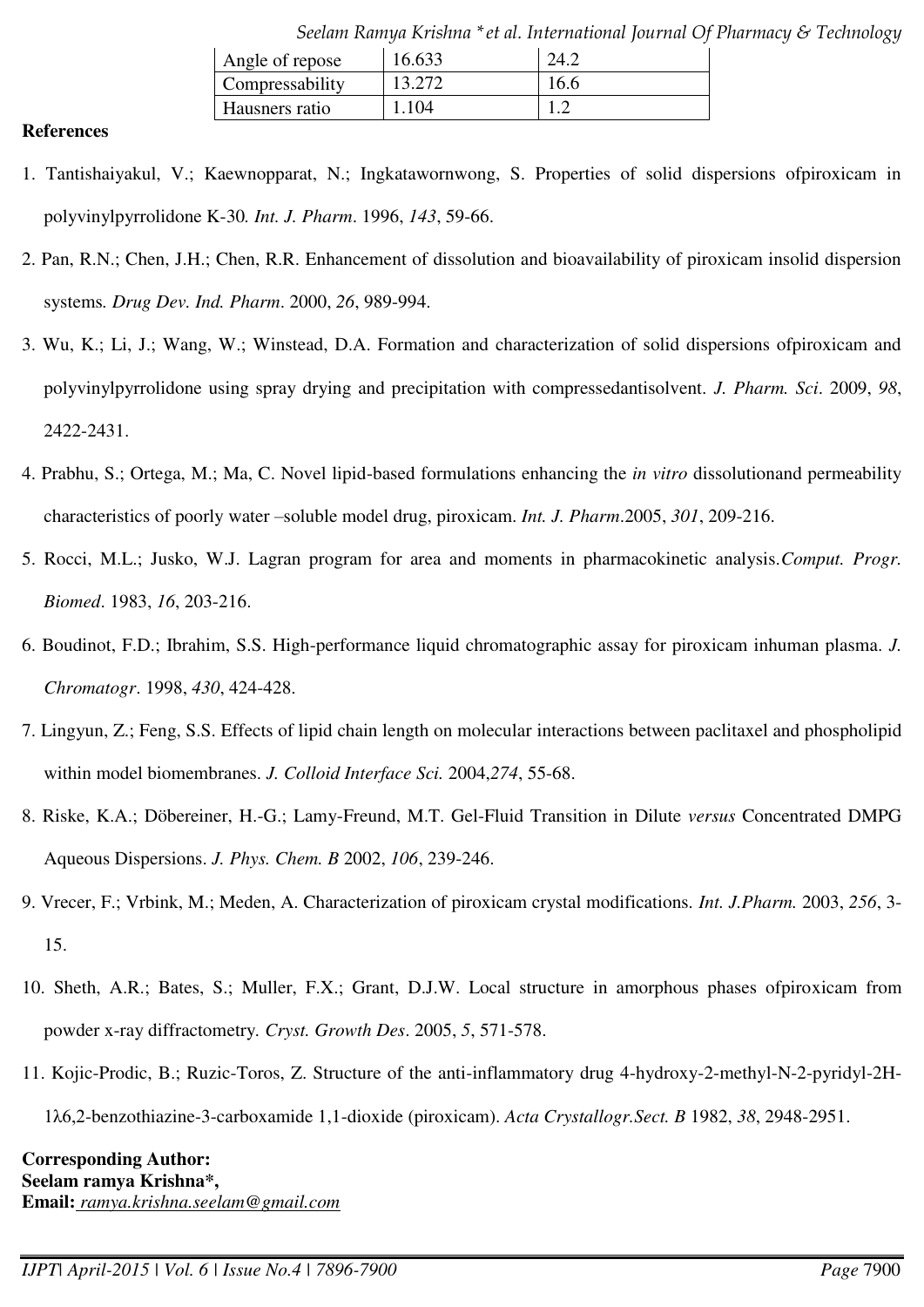| | | |
|---|---|---|
| Angle of repose | 16.633 | 24.2 |
| Compressability | 13.272 | 16.6 |
| Hausners ratio | 1.104 | 1.2 |

**References**

1. Tantishaiyakul, V.; Kaewnopparat, N.; Ingkatawornwong, S. Properties of solid dispersions ofpiroxicam in polyvinylpyrrolidone K-30. *Int. J. Pharm*. 1996, *143*, 59-66.
2. Pan, R.N.; Chen, J.H.; Chen, R.R. Enhancement of dissolution and bioavailability of piroxicam insolid dispersion systems. *Drug Dev. Ind. Pharm*. 2000, *26*, 989-994.
3. Wu, K.; Li, J.; Wang, W.; Winstead, D.A. Formation and characterization of solid dispersions ofpiroxicam and polyvinylpyrrolidone using spray drying and precipitation with compressedantisolvent. *J. Pharm. Sci*. 2009, *98*, 2422-2431.
4. Prabhu, S.; Ortega, M.; Ma, C. Novel lipid-based formulations enhancing the *in vitro* dissolutionand permeability characteristics of poorly water –soluble model drug, piroxicam. *Int. J. Pharm*.2005, *301*, 209-216.
5. Rocci, M.L.; Jusko, W.J. Lagran program for area and moments in pharmacokinetic analysis.*Comput. Progr. Biomed*. 1983, *16*, 203-216.
6. Boudinot, F.D.; Ibrahim, S.S. High-performance liquid chromatographic assay for piroxicam inhuman plasma. *J. Chromatogr*. 1998, *430*, 424-428.
7. Lingyun, Z.; Feng, S.S. Effects of lipid chain length on molecular interactions between paclitaxel and phospholipid within model biomembranes. *J. Colloid Interface Sci.* 2004,*274*, 55-68.
8. Riske, K.A.; Döbereiner, H.-G.; Lamy-Freund, M.T. Gel-Fluid Transition in Dilute *versus* Concentrated DMPG Aqueous Dispersions. *J. Phys. Chem. B* 2002, *106*, 239-246.
9. Vrecer, F.; Vrbink, M.; Meden, A. Characterization of piroxicam crystal modifications. *Int. J.Pharm.* 2003, *256*, 3-15.
10. Sheth, A.R.; Bates, S.; Muller, F.X.; Grant, D.J.W. Local structure in amorphous phases ofpiroxicam from powder x-ray diffractometry. *Cryst. Growth Des*. 2005, *5*, 571-578.
11. Kojic-Prodic, B.; Ruzic-Toros, Z. Structure of the anti-inflammatory drug 4-hydroxy-2-methyl-N-2-pyridyl-2H-1λ6,2-benzothiazine-3-carboxamide 1,1-dioxide (piroxicam). *Acta Crystallogr.Sect. B* 1982, *38*, 2948-2951.

**Corresponding Author:**
**Seelam ramya Krishna*,**
**Email:** ramya.krishna.seelam@gmail.com